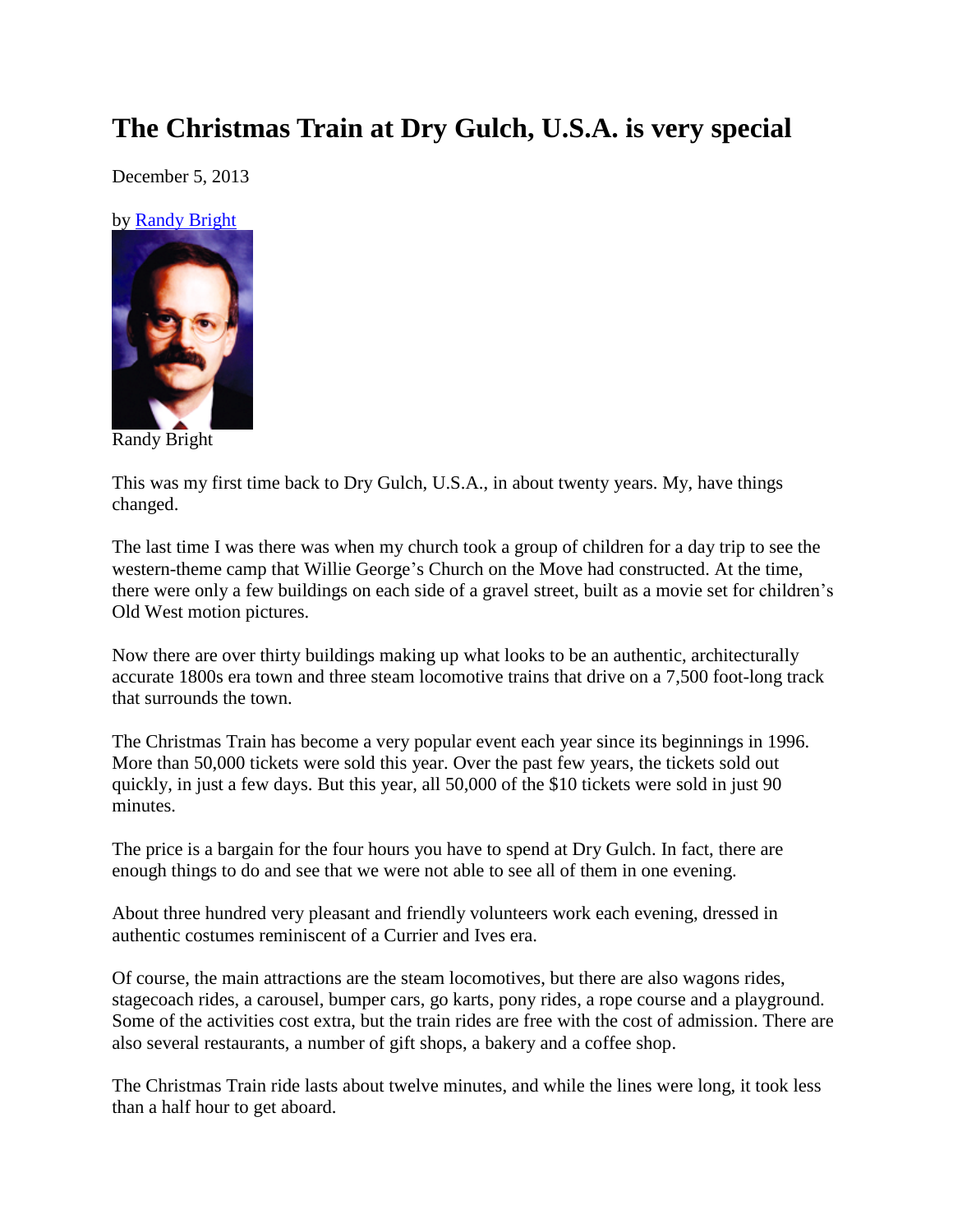# The Christmas Train at Dry Gulch, U.S.A. is very special

December 5, 2013

by Randy Bright

Randy Bright

This was my first time back to Dry Gulch, U.S.A., in about twenty years. My, have things changed.

The last time I was there was when my church took a group of children for a day trip to see the western-theme camp that Willie George's Church on the Move had constructed. At the time, there were only a few buildings on each side of a gravel street, built as a movie set for children's Old West motion pictures.

Now there are over thirty buildings making up what looks to be an authentic, architecturally accurate 1800s era town and three steam locomotive trains that drive on a 7,500 foot-long track that surrounds the town.

The Christmas Train has become a very popular event each year since its beginnings in 1996. More than 50,000 tickets were sold this year. Over the past few years, the tickets sold out quickly, in just a few days. But this year, all 50,000 of the $10 tickets were sold in just 90 minutes.

The price is a bargain for the four hours you have to spend at Dry Gulch. In fact, there are enough things to do and see that we were not able to see all of them in one evening.

About three hundred very pleasant and friendly volunteers work each evening, dressed in authentic costumes reminiscent of a Currier and Ives era.

Of course, the main attractions are the steam locomotives, but there are also wagons rides, stagecoach rides, a carousel, bumper cars, go karts, pony rides, a rope course and a playground. Some of the activities cost extra, but the train rides are free with the cost of admission. There are also several restaurants, a number of gift shops, a bakery and a coffee shop.

The Christmas Train ride lasts about twelve minutes, and while the lines were long, it took less than a half hour to get aboard.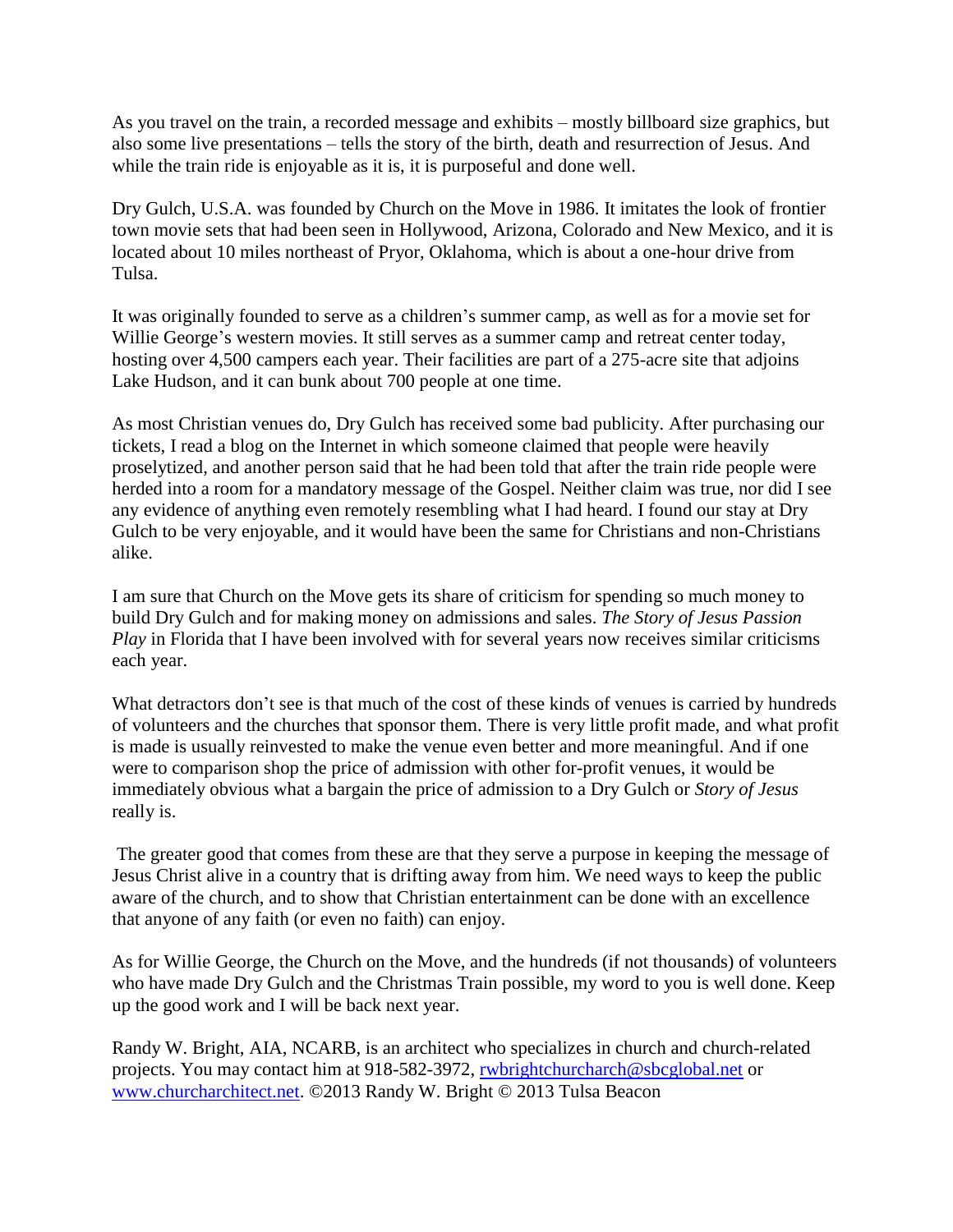As you travel on the train, a recorded message and exhibits – mostly billboard size graphics, but also some live presentations – tells the story of the birth, death and resurrection of Jesus. And while the train ride is enjoyable as it is, it is purposeful and done well.

Dry Gulch, U.S.A. was founded by Church on the Move in 1986. It imitates the look of frontier town movie sets that had been seen in Hollywood, Arizona, Colorado and New Mexico, and it is located about 10 miles northeast of Pryor, Oklahoma, which is about a one-hour drive from Tulsa.

It was originally founded to serve as a children's summer camp, as well as for a movie set for Willie George's western movies. It still serves as a summer camp and retreat center today, hosting over 4,500 campers each year. Their facilities are part of a 275-acre site that adjoins Lake Hudson, and it can bunk about 700 people at one time.

As most Christian venues do, Dry Gulch has received some bad publicity. After purchasing our tickets, I read a blog on the Internet in which someone claimed that people were heavily proselytized, and another person said that he had been told that after the train ride people were herded into a room for a mandatory message of the Gospel. Neither claim was true, nor did I see any evidence of anything even remotely resembling what I had heard. I found our stay at Dry Gulch to be very enjoyable, and it would have been the same for Christians and non-Christians alike.

I am sure that Church on the Move gets its share of criticism for spending so much money to build Dry Gulch and for making money on admissions and sales. *The Story of Jesus Passion Play* in Florida that I have been involved with for several years now receives similar criticisms each year.

What detractors don't see is that much of the cost of these kinds of venues is carried by hundreds of volunteers and the churches that sponsor them. There is very little profit made, and what profit is made is usually reinvested to make the venue even better and more meaningful. And if one were to comparison shop the price of admission with other for-profit venues, it would be immediately obvious what a bargain the price of admission to a Dry Gulch or *Story of Jesus* really is.

The greater good that comes from these are that they serve a purpose in keeping the message of Jesus Christ alive in a country that is drifting away from him. We need ways to keep the public aware of the church, and to show that Christian entertainment can be done with an excellence that anyone of any faith (or even no faith) can enjoy.

As for Willie George, the Church on the Move, and the hundreds (if not thousands) of volunteers who have made Dry Gulch and the Christmas Train possible, my word to you is well done. Keep up the good work and I will be back next year.

Randy W. Bright, AIA, NCARB, is an architect who specializes in church and church-related projects. You may contact him at 918-582-3972, rwbrightchurcharch@sbcglobal.net or www.churcharchitect.net. ©2013 Randy W. Bright © 2013 Tulsa Beacon